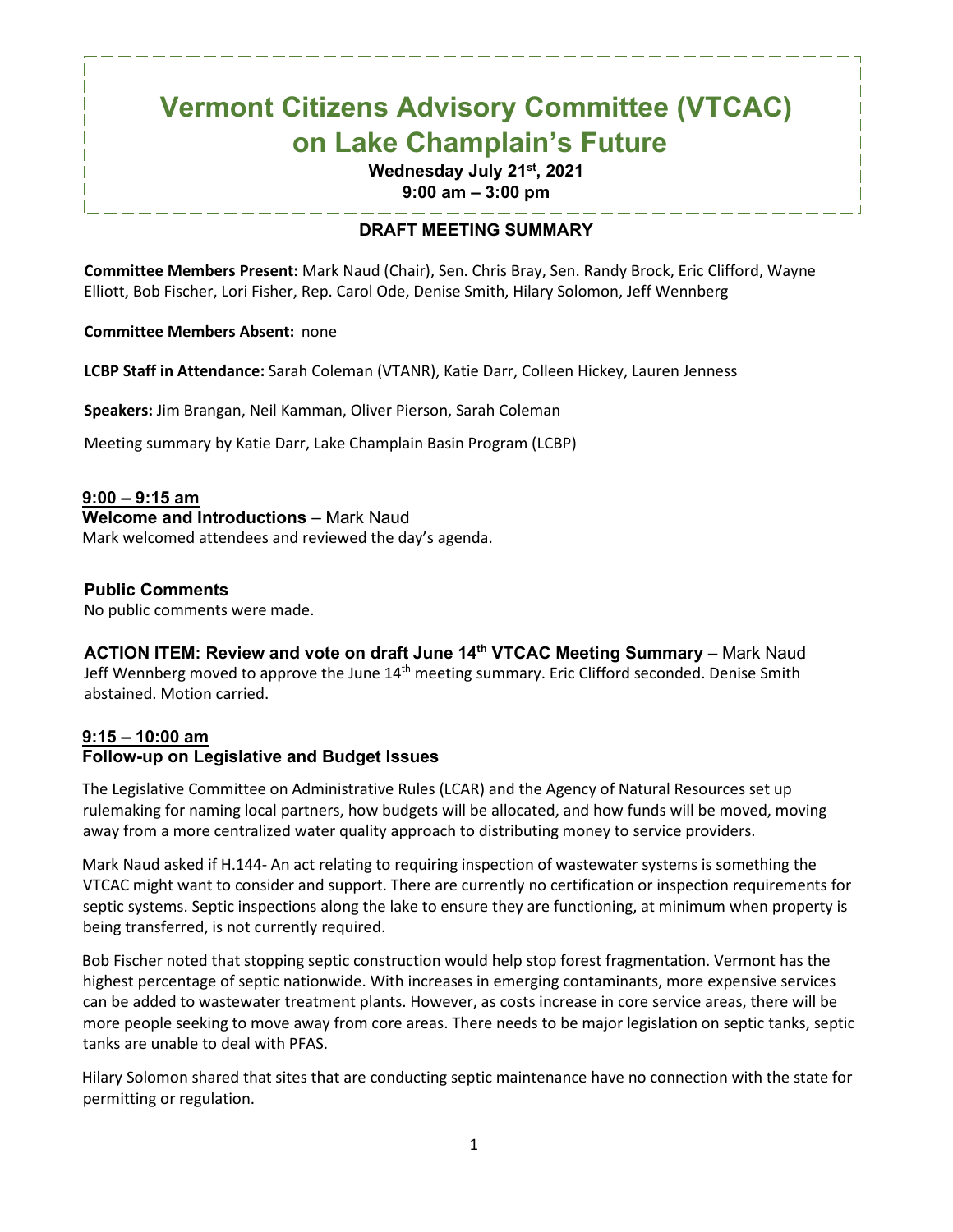# Vermont Citizens Advisory Committee (VTCAC) on Lake Champlain's Future

**Wednesday July 21st, 2021**
**9:00 am – 3:00 pm**

## DRAFT MEETING SUMMARY

**Committee Members Present:** Mark Naud (Chair), Sen. Chris Bray, Sen. Randy Brock, Eric Clifford, Wayne Elliott, Bob Fischer, Lori Fisher, Rep. Carol Ode, Denise Smith, Hilary Solomon, Jeff Wennberg

**Committee Members Absent:** none

**LCBP Staff in Attendance:** Sarah Coleman (VTANR), Katie Darr, Colleen Hickey, Lauren Jenness

**Speakers:** Jim Brangan, Neil Kamman, Oliver Pierson, Sarah Coleman

Meeting summary by Katie Darr, Lake Champlain Basin Program (LCBP)

**9:00 – 9:15 am**

### Welcome and Introductions – Mark Naud

Mark welcomed attendees and reviewed the day's agenda.

### Public Comments

No public comments were made.

### ACTION ITEM: Review and vote on draft June 14th VTCAC Meeting Summary – Mark Naud

Jeff Wennberg moved to approve the June 14th meeting summary. Eric Clifford seconded. Denise Smith abstained. Motion carried.

**9:15 – 10:00 am**

### Follow-up on Legislative and Budget Issues

The Legislative Committee on Administrative Rules (LCAR) and the Agency of Natural Resources set up rulemaking for naming local partners, how budgets will be allocated, and how funds will be moved, moving away from a more centralized water quality approach to distributing money to service providers.

Mark Naud asked if H.144- An act relating to requiring inspection of wastewater systems is something the VTCAC might want to consider and support. There are currently no certification or inspection requirements for septic systems. Septic inspections along the lake to ensure they are functioning, at minimum when property is being transferred, is not currently required.

Bob Fischer noted that stopping septic construction would help stop forest fragmentation. Vermont has the highest percentage of septic nationwide. With increases in emerging contaminants, more expensive services can be added to wastewater treatment plants. However, as costs increase in core service areas, there will be more people seeking to move away from core areas. There needs to be major legislation on septic tanks, septic tanks are unable to deal with PFAS.

Hilary Solomon shared that sites that are conducting septic maintenance have no connection with the state for permitting or regulation.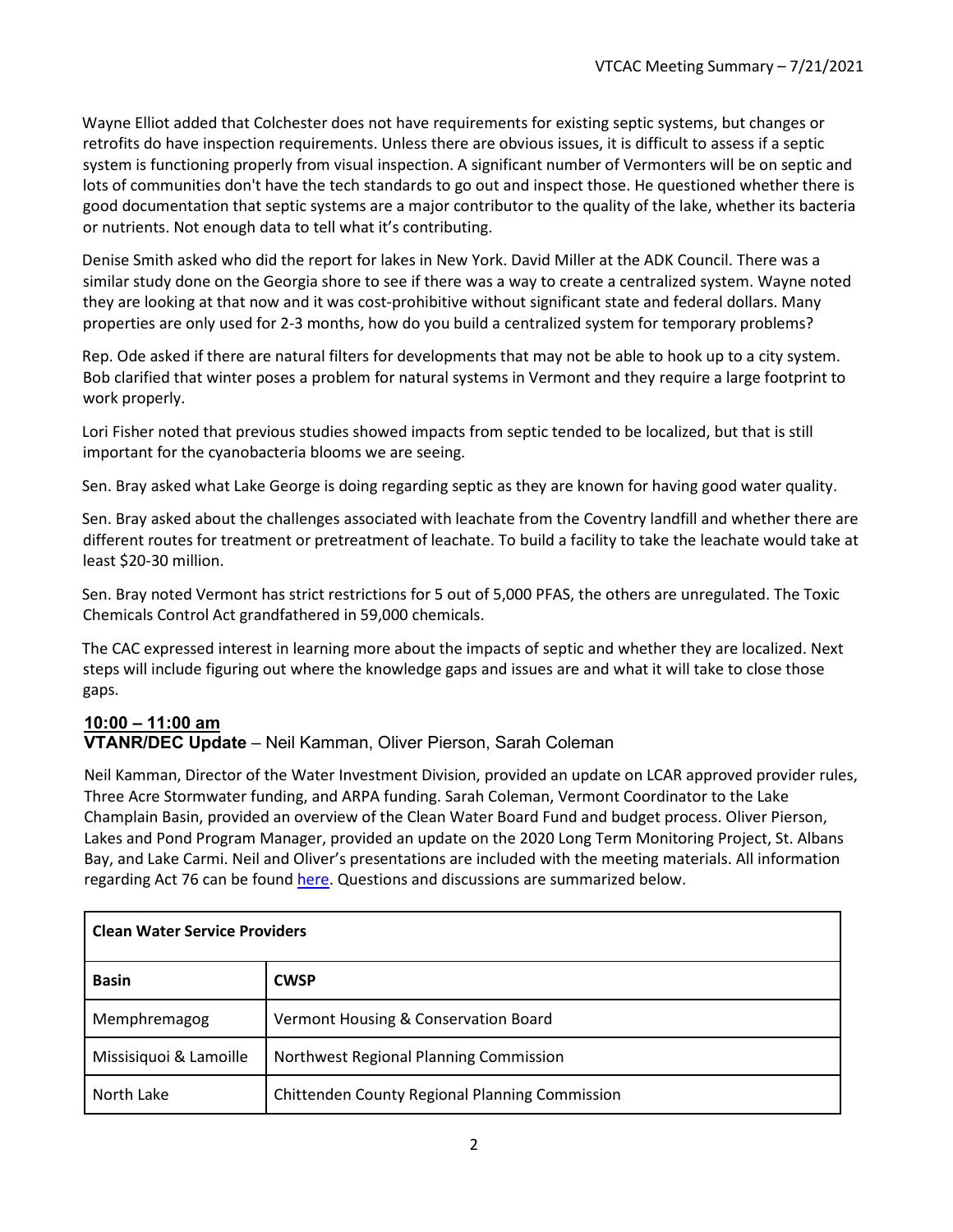Wayne Elliot added that Colchester does not have requirements for existing septic systems, but changes or retrofits do have inspection requirements. Unless there are obvious issues, it is difficult to assess if a septic system is functioning properly from visual inspection. A significant number of Vermonters will be on septic and lots of communities don't have the tech standards to go out and inspect those. He questioned whether there is good documentation that septic systems are a major contributor to the quality of the lake, whether its bacteria or nutrients. Not enough data to tell what it's contributing.

Denise Smith asked who did the report for lakes in New York. David Miller at the ADK Council. There was a similar study done on the Georgia shore to see if there was a way to create a centralized system. Wayne noted they are looking at that now and it was cost-prohibitive without significant state and federal dollars. Many properties are only used for 2-3 months, how do you build a centralized system for temporary problems?

Rep. Ode asked if there are natural filters for developments that may not be able to hook up to a city system. Bob clarified that winter poses a problem for natural systems in Vermont and they require a large footprint to work properly.

Lori Fisher noted that previous studies showed impacts from septic tended to be localized, but that is still important for the cyanobacteria blooms we are seeing.

Sen. Bray asked what Lake George is doing regarding septic as they are known for having good water quality.

Sen. Bray asked about the challenges associated with leachate from the Coventry landfill and whether there are different routes for treatment or pretreatment of leachate. To build a facility to take the leachate would take at least $20-30 million.

Sen. Bray noted Vermont has strict restrictions for 5 out of 5,000 PFAS, the others are unregulated. The Toxic Chemicals Control Act grandfathered in 59,000 chemicals.

The CAC expressed interest in learning more about the impacts of septic and whether they are localized. Next steps will include figuring out where the knowledge gaps and issues are and what it will take to close those gaps.

## 10:00 – 11:00 am

**VTANR/DEC Update** – Neil Kamman, Oliver Pierson, Sarah Coleman

Neil Kamman, Director of the Water Investment Division, provided an update on LCAR approved provider rules, Three Acre Stormwater funding, and ARPA funding. Sarah Coleman, Vermont Coordinator to the Lake Champlain Basin, provided an overview of the Clean Water Board Fund and budget process. Oliver Pierson, Lakes and Pond Program Manager, provided an update on the 2020 Long Term Monitoring Project, St. Albans Bay, and Lake Carmi. Neil and Oliver's presentations are included with the meeting materials. All information regarding Act 76 can be found here. Questions and discussions are summarized below.

| Clean Water Service Providers | |
|---|---|
| **Basin** | **CWSP** |
| Memphremagog | Vermont Housing & Conservation Board |
| Missisiquoi & Lamoille | Northwest Regional Planning Commission |
| North Lake | Chittenden County Regional Planning Commission |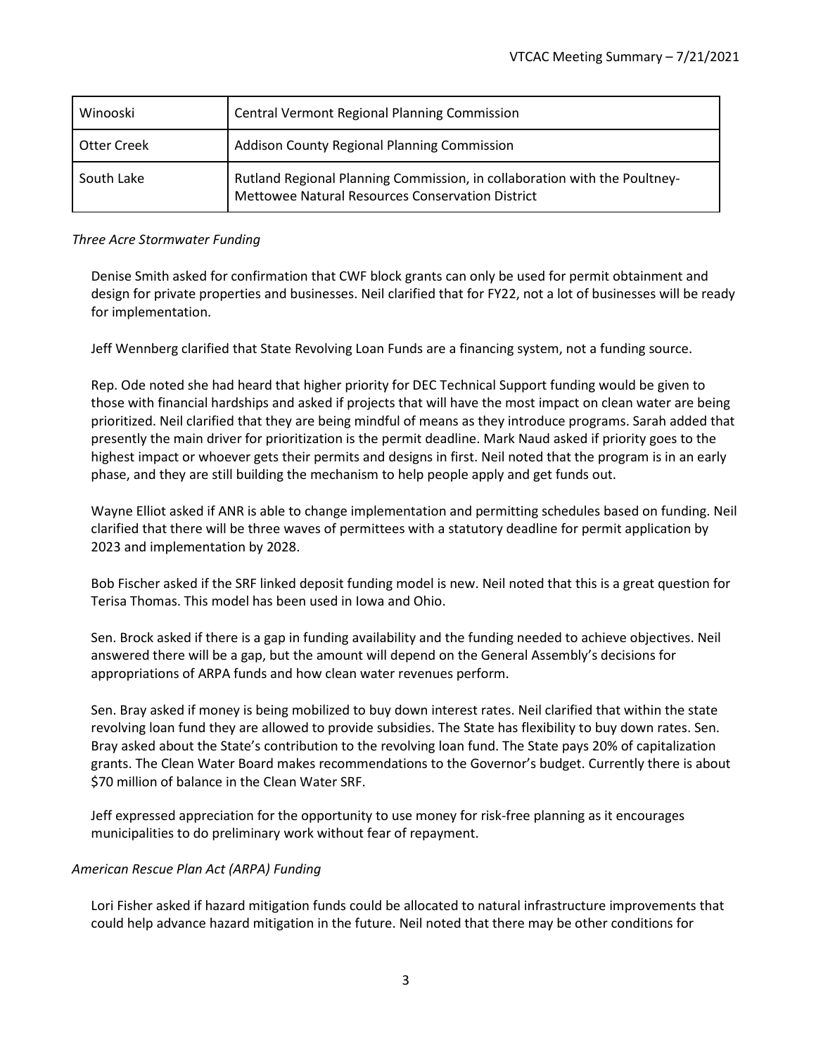| Winooski | Central Vermont Regional Planning Commission |
|---|---|
| Otter Creek | Addison County Regional Planning Commission |
| South Lake | Rutland Regional Planning Commission, in collaboration with the Poultney-Mettowee Natural Resources Conservation District |

*Three Acre Stormwater Funding*

Denise Smith asked for confirmation that CWF block grants can only be used for permit obtainment and design for private properties and businesses. Neil clarified that for FY22, not a lot of businesses will be ready for implementation.

Jeff Wennberg clarified that State Revolving Loan Funds are a financing system, not a funding source.

Rep. Ode noted she had heard that higher priority for DEC Technical Support funding would be given to those with financial hardships and asked if projects that will have the most impact on clean water are being prioritized. Neil clarified that they are being mindful of means as they introduce programs. Sarah added that presently the main driver for prioritization is the permit deadline. Mark Naud asked if priority goes to the highest impact or whoever gets their permits and designs in first. Neil noted that the program is in an early phase, and they are still building the mechanism to help people apply and get funds out.

Wayne Elliot asked if ANR is able to change implementation and permitting schedules based on funding. Neil clarified that there will be three waves of permittees with a statutory deadline for permit application by 2023 and implementation by 2028.

Bob Fischer asked if the SRF linked deposit funding model is new. Neil noted that this is a great question for Terisa Thomas. This model has been used in Iowa and Ohio.

Sen. Brock asked if there is a gap in funding availability and the funding needed to achieve objectives. Neil answered there will be a gap, but the amount will depend on the General Assembly's decisions for appropriations of ARPA funds and how clean water revenues perform.

Sen. Bray asked if money is being mobilized to buy down interest rates. Neil clarified that within the state revolving loan fund they are allowed to provide subsidies. The State has flexibility to buy down rates. Sen. Bray asked about the State's contribution to the revolving loan fund. The State pays 20% of capitalization grants. The Clean Water Board makes recommendations to the Governor's budget. Currently there is about $70 million of balance in the Clean Water SRF.

Jeff expressed appreciation for the opportunity to use money for risk-free planning as it encourages municipalities to do preliminary work without fear of repayment.

*American Rescue Plan Act (ARPA) Funding*

Lori Fisher asked if hazard mitigation funds could be allocated to natural infrastructure improvements that could help advance hazard mitigation in the future. Neil noted that there may be other conditions for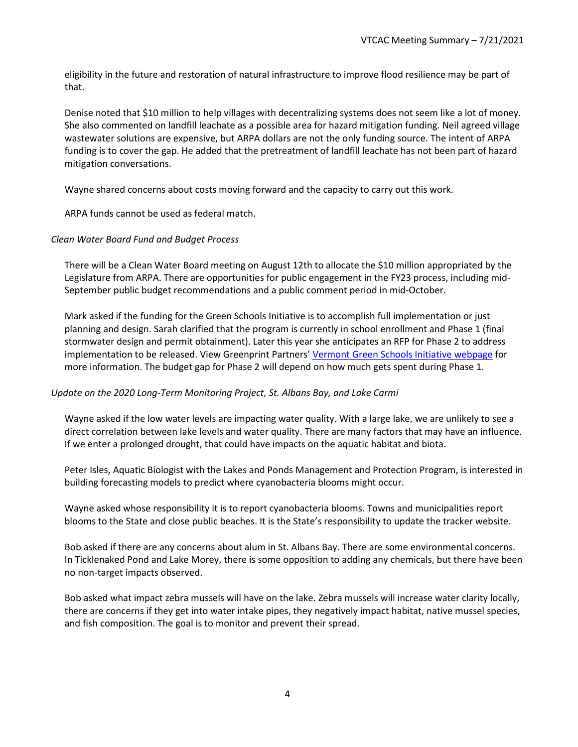eligibility in the future and restoration of natural infrastructure to improve flood resilience may be part of that.

Denise noted that $10 million to help villages with decentralizing systems does not seem like a lot of money. She also commented on landfill leachate as a possible area for hazard mitigation funding. Neil agreed village wastewater solutions are expensive, but ARPA dollars are not the only funding source. The intent of ARPA funding is to cover the gap. He added that the pretreatment of landfill leachate has not been part of hazard mitigation conversations.

Wayne shared concerns about costs moving forward and the capacity to carry out this work.

ARPA funds cannot be used as federal match.

*Clean Water Board Fund and Budget Process*

There will be a Clean Water Board meeting on August 12th to allocate the $10 million appropriated by the Legislature from ARPA. There are opportunities for public engagement in the FY23 process, including mid-September public budget recommendations and a public comment period in mid-October.

Mark asked if the funding for the Green Schools Initiative is to accomplish full implementation or just planning and design. Sarah clarified that the program is currently in school enrollment and Phase 1 (final stormwater design and permit obtainment). Later this year she anticipates an RFP for Phase 2 to address implementation to be released. View Greenprint Partners' [Vermont Green Schools Initiative webpage]() for more information. The budget gap for Phase 2 will depend on how much gets spent during Phase 1.

*Update on the 2020 Long-Term Monitoring Project, St. Albans Bay, and Lake Carmi*

Wayne asked if the low water levels are impacting water quality. With a large lake, we are unlikely to see a direct correlation between lake levels and water quality. There are many factors that may have an influence. If we enter a prolonged drought, that could have impacts on the aquatic habitat and biota.

Peter Isles, Aquatic Biologist with the Lakes and Ponds Management and Protection Program, is interested in building forecasting models to predict where cyanobacteria blooms might occur.

Wayne asked whose responsibility it is to report cyanobacteria blooms. Towns and municipalities report blooms to the State and close public beaches. It is the State's responsibility to update the tracker website.

Bob asked if there are any concerns about alum in St. Albans Bay. There are some environmental concerns. In Ticklenaked Pond and Lake Morey, there is some opposition to adding any chemicals, but there have been no non-target impacts observed.

Bob asked what impact zebra mussels will have on the lake. Zebra mussels will increase water clarity locally, there are concerns if they get into water intake pipes, they negatively impact habitat, native mussel species, and fish composition. The goal is to monitor and prevent their spread.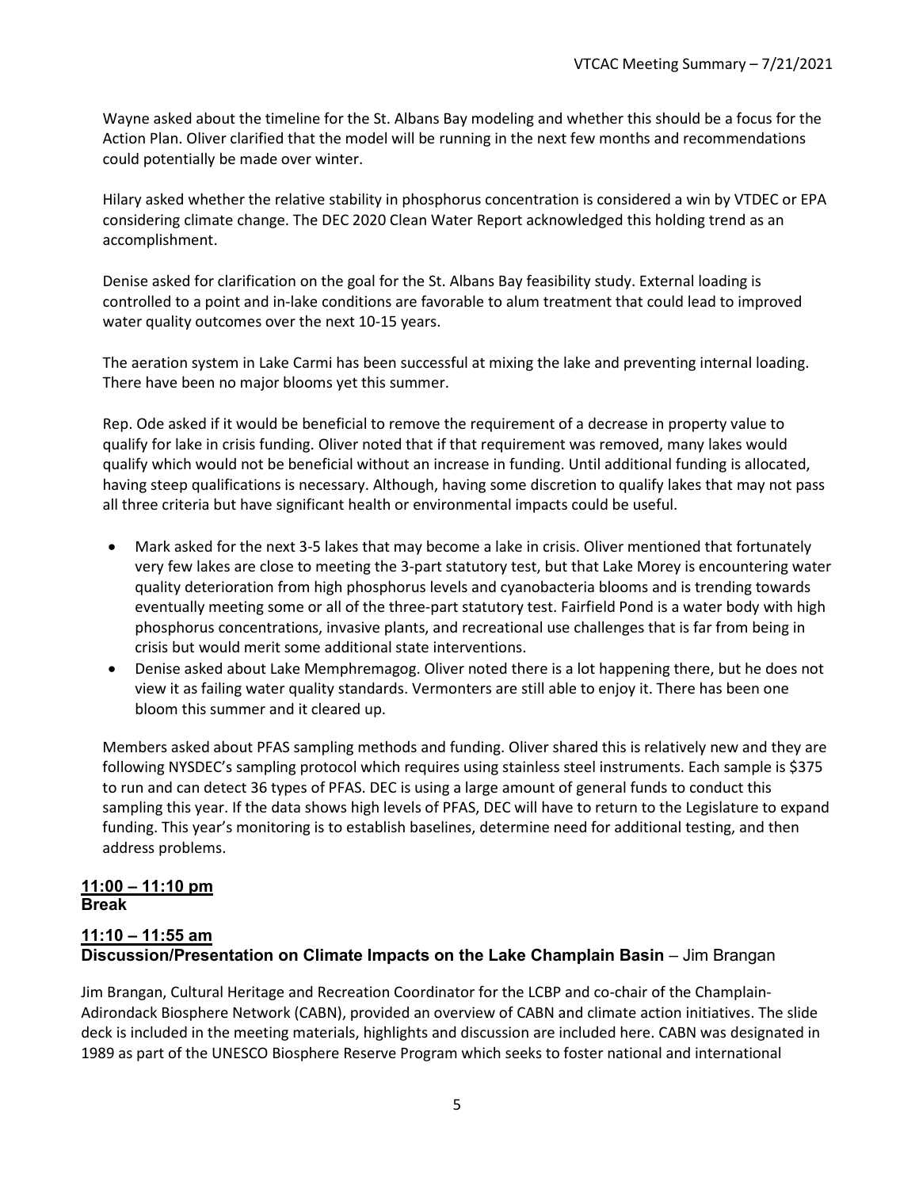Wayne asked about the timeline for the St. Albans Bay modeling and whether this should be a focus for the Action Plan. Oliver clarified that the model will be running in the next few months and recommendations could potentially be made over winter.

Hilary asked whether the relative stability in phosphorus concentration is considered a win by VTDEC or EPA considering climate change. The DEC 2020 Clean Water Report acknowledged this holding trend as an accomplishment.

Denise asked for clarification on the goal for the St. Albans Bay feasibility study. External loading is controlled to a point and in-lake conditions are favorable to alum treatment that could lead to improved water quality outcomes over the next 10-15 years.

The aeration system in Lake Carmi has been successful at mixing the lake and preventing internal loading. There have been no major blooms yet this summer.

Rep. Ode asked if it would be beneficial to remove the requirement of a decrease in property value to qualify for lake in crisis funding. Oliver noted that if that requirement was removed, many lakes would qualify which would not be beneficial without an increase in funding. Until additional funding is allocated, having steep qualifications is necessary. Although, having some discretion to qualify lakes that may not pass all three criteria but have significant health or environmental impacts could be useful.

- Mark asked for the next 3-5 lakes that may become a lake in crisis. Oliver mentioned that fortunately very few lakes are close to meeting the 3-part statutory test, but that Lake Morey is encountering water quality deterioration from high phosphorus levels and cyanobacteria blooms and is trending towards eventually meeting some or all of the three-part statutory test. Fairfield Pond is a water body with high phosphorus concentrations, invasive plants, and recreational use challenges that is far from being in crisis but would merit some additional state interventions.
- Denise asked about Lake Memphremagog. Oliver noted there is a lot happening there, but he does not view it as failing water quality standards. Vermonters are still able to enjoy it. There has been one bloom this summer and it cleared up.

Members asked about PFAS sampling methods and funding. Oliver shared this is relatively new and they are following NYSDEC's sampling protocol which requires using stainless steel instruments. Each sample is $375 to run and can detect 36 types of PFAS. DEC is using a large amount of general funds to conduct this sampling this year. If the data shows high levels of PFAS, DEC will have to return to the Legislature to expand funding. This year's monitoring is to establish baselines, determine need for additional testing, and then address problems.

**<u>11:00 – 11:10 pm</u>**
**Break**

**<u>11:10 – 11:55 am</u>**
**Discussion/Presentation on Climate Impacts on the Lake Champlain Basin** – Jim Brangan

Jim Brangan, Cultural Heritage and Recreation Coordinator for the LCBP and co-chair of the Champlain-Adirondack Biosphere Network (CABN), provided an overview of CABN and climate action initiatives. The slide deck is included in the meeting materials, highlights and discussion are included here. CABN was designated in 1989 as part of the UNESCO Biosphere Reserve Program which seeks to foster national and international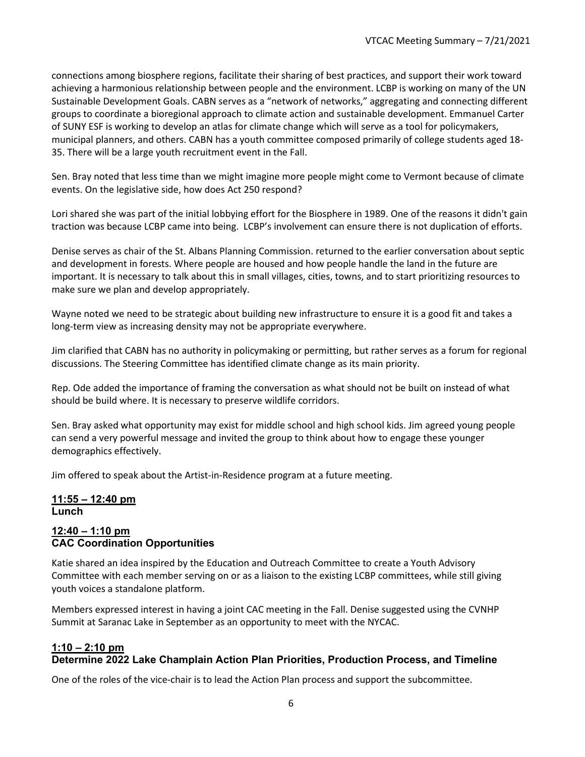connections among biosphere regions, facilitate their sharing of best practices, and support their work toward achieving a harmonious relationship between people and the environment. LCBP is working on many of the UN Sustainable Development Goals. CABN serves as a "network of networks," aggregating and connecting different groups to coordinate a bioregional approach to climate action and sustainable development. Emmanuel Carter of SUNY ESF is working to develop an atlas for climate change which will serve as a tool for policymakers, municipal planners, and others. CABN has a youth committee composed primarily of college students aged 18-35. There will be a large youth recruitment event in the Fall.

Sen. Bray noted that less time than we might imagine more people might come to Vermont because of climate events. On the legislative side, how does Act 250 respond?

Lori shared she was part of the initial lobbying effort for the Biosphere in 1989. One of the reasons it didn't gain traction was because LCBP came into being. LCBP's involvement can ensure there is not duplication of efforts.

Denise serves as chair of the St. Albans Planning Commission. returned to the earlier conversation about septic and development in forests. Where people are housed and how people handle the land in the future are important. It is necessary to talk about this in small villages, cities, towns, and to start prioritizing resources to make sure we plan and develop appropriately.

Wayne noted we need to be strategic about building new infrastructure to ensure it is a good fit and takes a long-term view as increasing density may not be appropriate everywhere.

Jim clarified that CABN has no authority in policymaking or permitting, but rather serves as a forum for regional discussions. The Steering Committee has identified climate change as its main priority.

Rep. Ode added the importance of framing the conversation as what should not be built on instead of what should be build where. It is necessary to preserve wildlife corridors.

Sen. Bray asked what opportunity may exist for middle school and high school kids. Jim agreed young people can send a very powerful message and invited the group to think about how to engage these younger demographics effectively.

Jim offered to speak about the Artist-in-Residence program at a future meeting.

**11:55 – 12:40 pm**
**Lunch**

**12:40 – 1:10 pm**
**CAC Coordination Opportunities**

Katie shared an idea inspired by the Education and Outreach Committee to create a Youth Advisory Committee with each member serving on or as a liaison to the existing LCBP committees, while still giving youth voices a standalone platform.

Members expressed interest in having a joint CAC meeting in the Fall. Denise suggested using the CVNHP Summit at Saranac Lake in September as an opportunity to meet with the NYCAC.

**1:10 – 2:10 pm**
**Determine 2022 Lake Champlain Action Plan Priorities, Production Process, and Timeline**

One of the roles of the vice-chair is to lead the Action Plan process and support the subcommittee.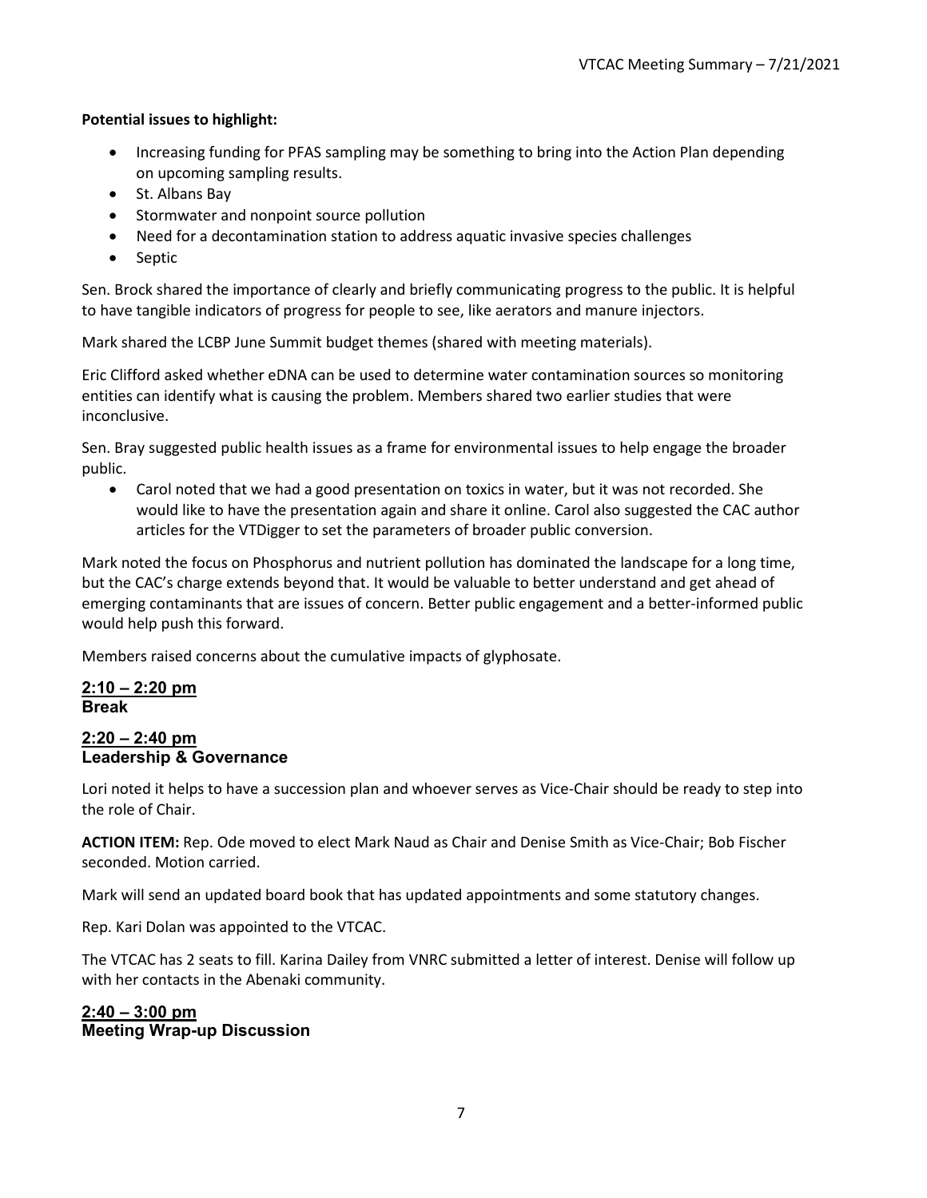**Potential issues to highlight:**

- Increasing funding for PFAS sampling may be something to bring into the Action Plan depending on upcoming sampling results.
- St. Albans Bay
- Stormwater and nonpoint source pollution
- Need for a decontamination station to address aquatic invasive species challenges
- Septic

Sen. Brock shared the importance of clearly and briefly communicating progress to the public. It is helpful to have tangible indicators of progress for people to see, like aerators and manure injectors.

Mark shared the LCBP June Summit budget themes (shared with meeting materials).

Eric Clifford asked whether eDNA can be used to determine water contamination sources so monitoring entities can identify what is causing the problem. Members shared two earlier studies that were inconclusive.

Sen. Bray suggested public health issues as a frame for environmental issues to help engage the broader public.

- Carol noted that we had a good presentation on toxics in water, but it was not recorded. She would like to have the presentation again and share it online. Carol also suggested the CAC author articles for the VTDigger to set the parameters of broader public conversion.

Mark noted the focus on Phosphorus and nutrient pollution has dominated the landscape for a long time, but the CAC's charge extends beyond that. It would be valuable to better understand and get ahead of emerging contaminants that are issues of concern. Better public engagement and a better-informed public would help push this forward.

Members raised concerns about the cumulative impacts of glyphosate.

## 2:10 – 2:20 pm
## Break

## 2:20 – 2:40 pm
## Leadership & Governance

Lori noted it helps to have a succession plan and whoever serves as Vice-Chair should be ready to step into the role of Chair.

**ACTION ITEM:** Rep. Ode moved to elect Mark Naud as Chair and Denise Smith as Vice-Chair; Bob Fischer seconded. Motion carried.

Mark will send an updated board book that has updated appointments and some statutory changes.

Rep. Kari Dolan was appointed to the VTCAC.

The VTCAC has 2 seats to fill. Karina Dailey from VNRC submitted a letter of interest. Denise will follow up with her contacts in the Abenaki community.

## 2:40 – 3:00 pm
## Meeting Wrap-up Discussion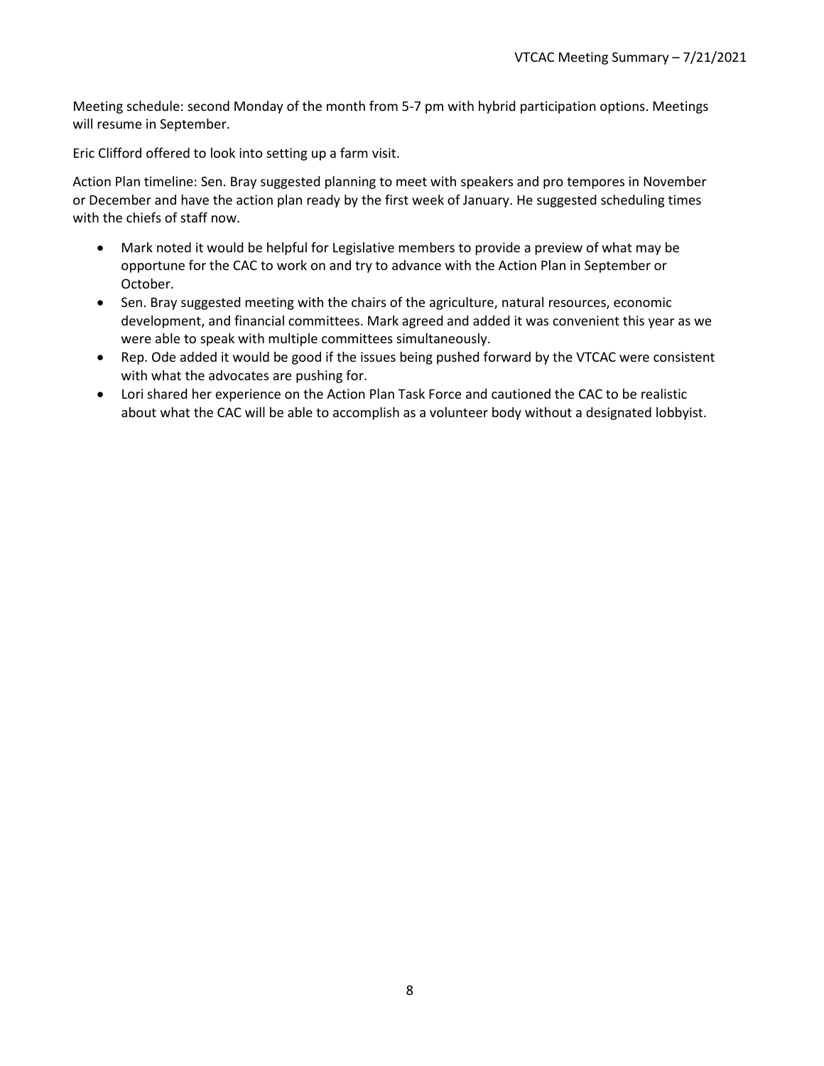Meeting schedule: second Monday of the month from 5-7 pm with hybrid participation options. Meetings will resume in September.

Eric Clifford offered to look into setting up a farm visit.

Action Plan timeline: Sen. Bray suggested planning to meet with speakers and pro tempores in November or December and have the action plan ready by the first week of January. He suggested scheduling times with the chiefs of staff now.

- Mark noted it would be helpful for Legislative members to provide a preview of what may be opportune for the CAC to work on and try to advance with the Action Plan in September or October.
- Sen. Bray suggested meeting with the chairs of the agriculture, natural resources, economic development, and financial committees. Mark agreed and added it was convenient this year as we were able to speak with multiple committees simultaneously.
- Rep. Ode added it would be good if the issues being pushed forward by the VTCAC were consistent with what the advocates are pushing for.
- Lori shared her experience on the Action Plan Task Force and cautioned the CAC to be realistic about what the CAC will be able to accomplish as a volunteer body without a designated lobbyist.